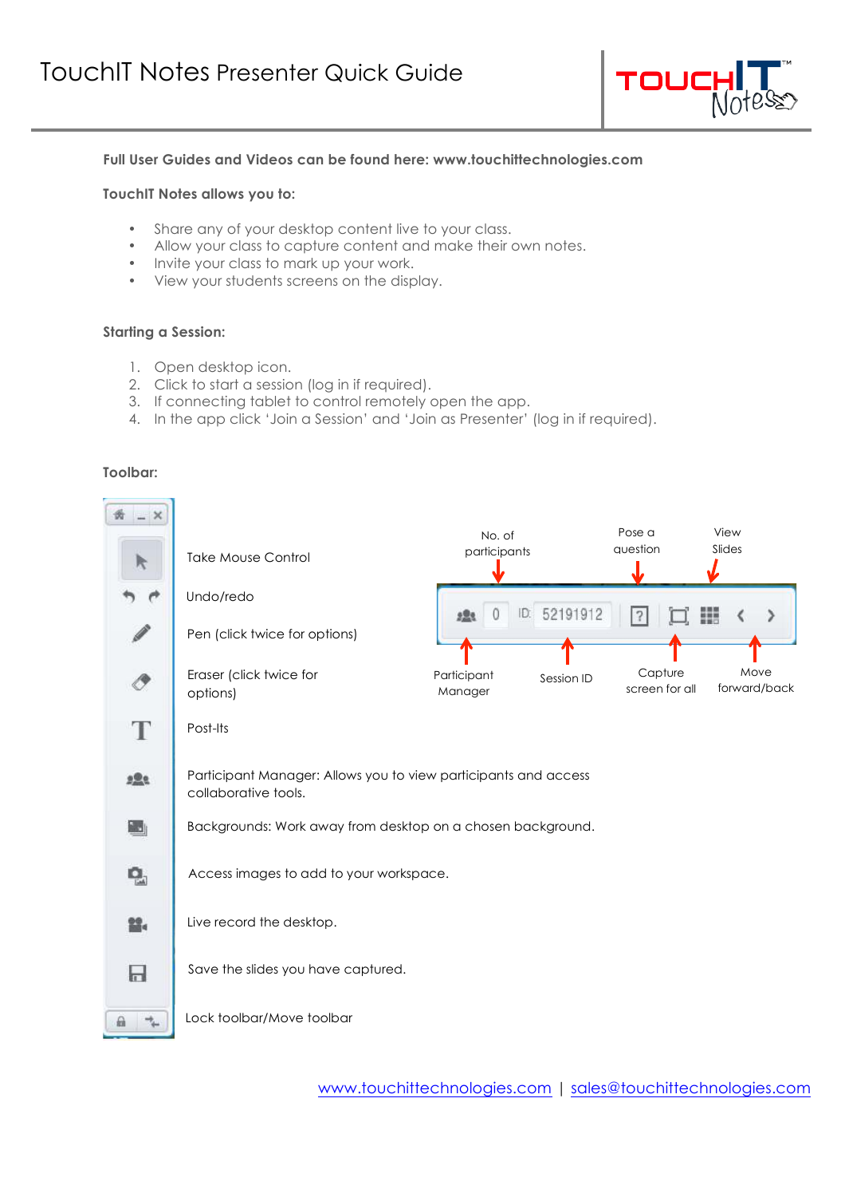# TouchIT Notes Presenter Quick Guide

**Full User Guides and Videos can be found here: www.touchittechnologies.com**

**TouchIT Notes allows you to:**

- Share any of your desktop content live to your class.
- Allow your class to capture content and make their own notes.
- Invite your class to mark up your work.
- View your students screens on the display.

**Starting a Session:**

1. Open desktop icon.
2. Click to start a session (log in if required).
3. If connecting tablet to control remotely open the app.
4. In the app click 'Join a Session' and 'Join as Presenter' (log in if required).

**Toolbar:**

Take Mouse Control

Undo/redo

Pen (click twice for options)

Eraser (click twice for options)

Post-Its

Participant Manager: Allows you to view participants and access collaborative tools.

Backgrounds: Work away from desktop on a chosen background.

Access images to add to your workspace.

Live record the desktop.

Save the slides you have captured.

Lock toolbar/Move toolbar

No. of participants

Pose a question

View Slides

0 ID: 52191912

Participant Manager

Session ID

Capture screen for all

Move forward/back

www.touchittechnologies.com | sales@touchittechnologies.com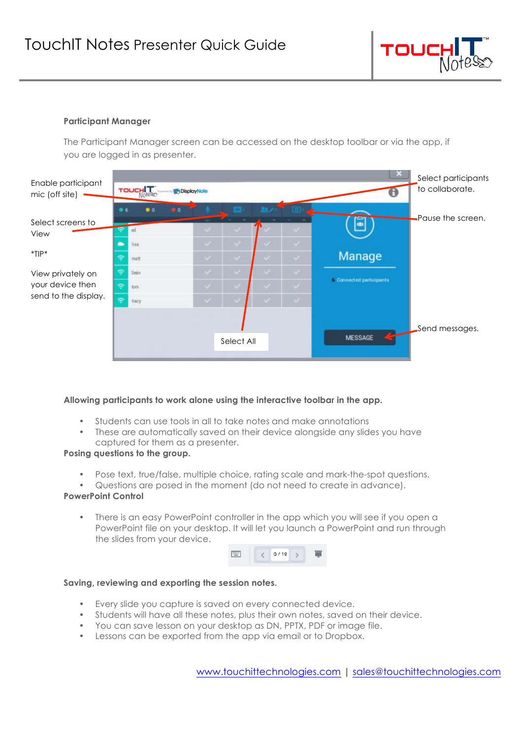# TouchIT Notes Presenter Quick Guide

**Participant Manager**

The Participant Manager screen can be accessed on the desktop toolbar or via the app, if you are logged in as presenter.

Enable participant mic (off site)

Select screens to View

*TIP*

View privately on your device then send to the display.

Select participants to collaborate.

Pause the screen.

Send messages.

Select All

**Allowing participants to work alone using the interactive toolbar in the app.**

- Students can use tools in all to take notes and make annotations
- These are automatically saved on their device alongside any slides you have captured for them as a presenter.

**Posing questions to the group.**

- Pose text, true/false, multiple choice, rating scale and mark-the-spot questions.
- Questions are posed in the moment (do not need to create in advance).

**PowerPoint Control**

- There is an easy PowerPoint controller in the app which you will see if you open a PowerPoint file on your desktop. It will let you launch a PowerPoint and run through the slides from your device.

**Saving, reviewing and exporting the session notes.**

- Every slide you capture is saved on every connected device.
- Students will have all these notes, plus their own notes, saved on their device.
- You can save lesson on your desktop as DN, PPTX, PDF or image file.
- Lessons can be exported from the app via email or to Dropbox.

www.touchittechnologies.com | sales@touchittechnologies.com